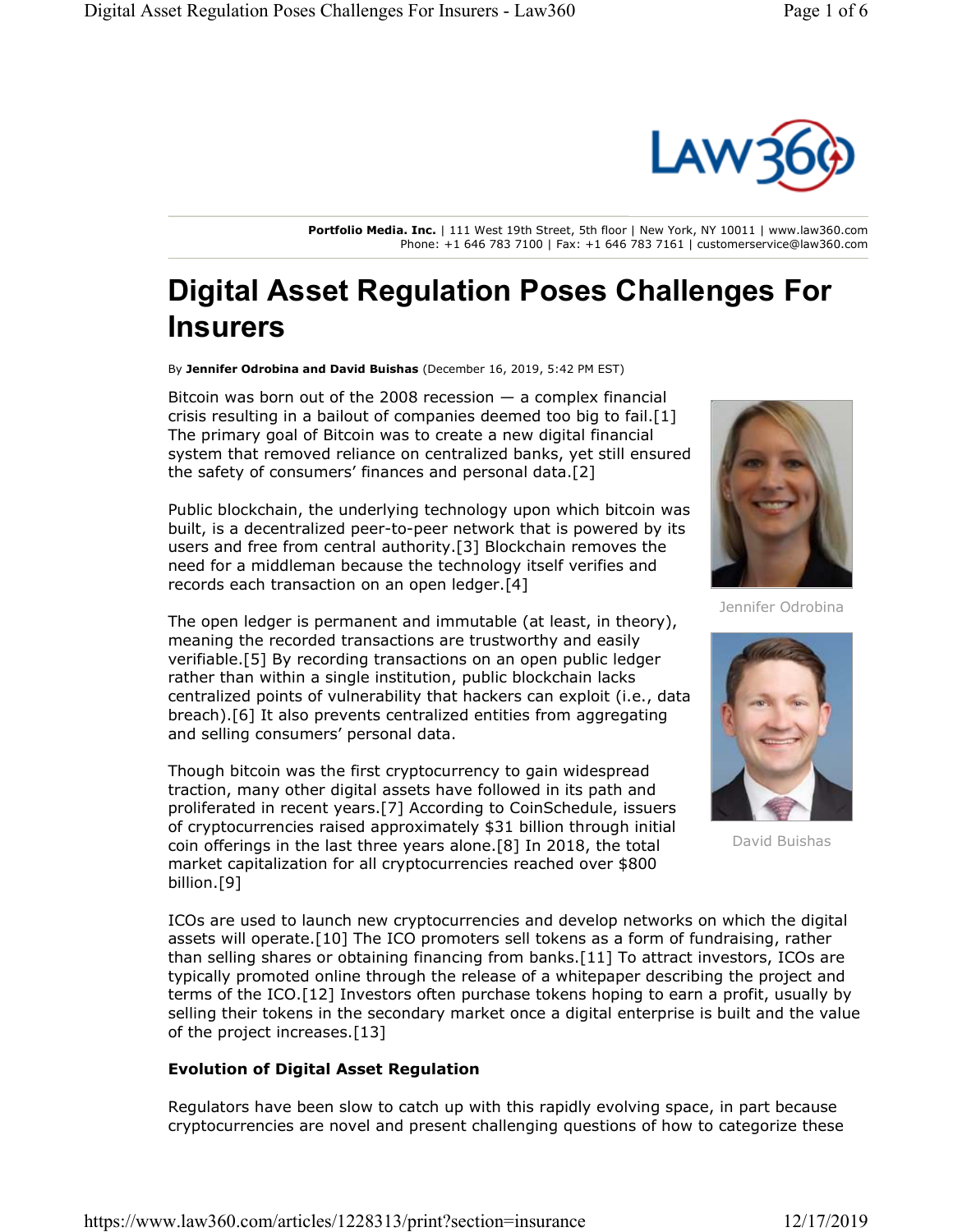Portfolio Media. Inc. | 111 West 19th Street, 5th floor | New York, NY 10011 | www.law360.com
Phone: +1 646 783 7100 | Fax: +1 646 783 7161 | customerservice@law360.com

# Digital Asset Regulation Poses Challenges For Insurers

By **Jennifer Odrobina and David Buishas** (December 16, 2019, 5:42 PM EST)

Bitcoin was born out of the 2008 recession — a complex financial crisis resulting in a bailout of companies deemed too big to fail.[1] The primary goal of Bitcoin was to create a new digital financial system that removed reliance on centralized banks, yet still ensured the safety of consumers' finances and personal data.[2]

Jennifer Odrobina

David Buishas

Public blockchain, the underlying technology upon which bitcoin was built, is a decentralized peer-to-peer network that is powered by its users and free from central authority.[3] Blockchain removes the need for a middleman because the technology itself verifies and records each transaction on an open ledger.[4]

The open ledger is permanent and immutable (at least, in theory), meaning the recorded transactions are trustworthy and easily verifiable.[5] By recording transactions on an open public ledger rather than within a single institution, public blockchain lacks centralized points of vulnerability that hackers can exploit (i.e., data breach).[6] It also prevents centralized entities from aggregating and selling consumers' personal data.

Though bitcoin was the first cryptocurrency to gain widespread traction, many other digital assets have followed in its path and proliferated in recent years.[7] According to CoinSchedule, issuers of cryptocurrencies raised approximately $31 billion through initial coin offerings in the last three years alone.[8] In 2018, the total market capitalization for all cryptocurrencies reached over $800 billion.[9]

ICOs are used to launch new cryptocurrencies and develop networks on which the digital assets will operate.[10] The ICO promoters sell tokens as a form of fundraising, rather than selling shares or obtaining financing from banks.[11] To attract investors, ICOs are typically promoted online through the release of a whitepaper describing the project and terms of the ICO.[12] Investors often purchase tokens hoping to earn a profit, usually by selling their tokens in the secondary market once a digital enterprise is built and the value of the project increases.[13]

**Evolution of Digital Asset Regulation**

Regulators have been slow to catch up with this rapidly evolving space, in part because cryptocurrencies are novel and present challenging questions of how to categorize these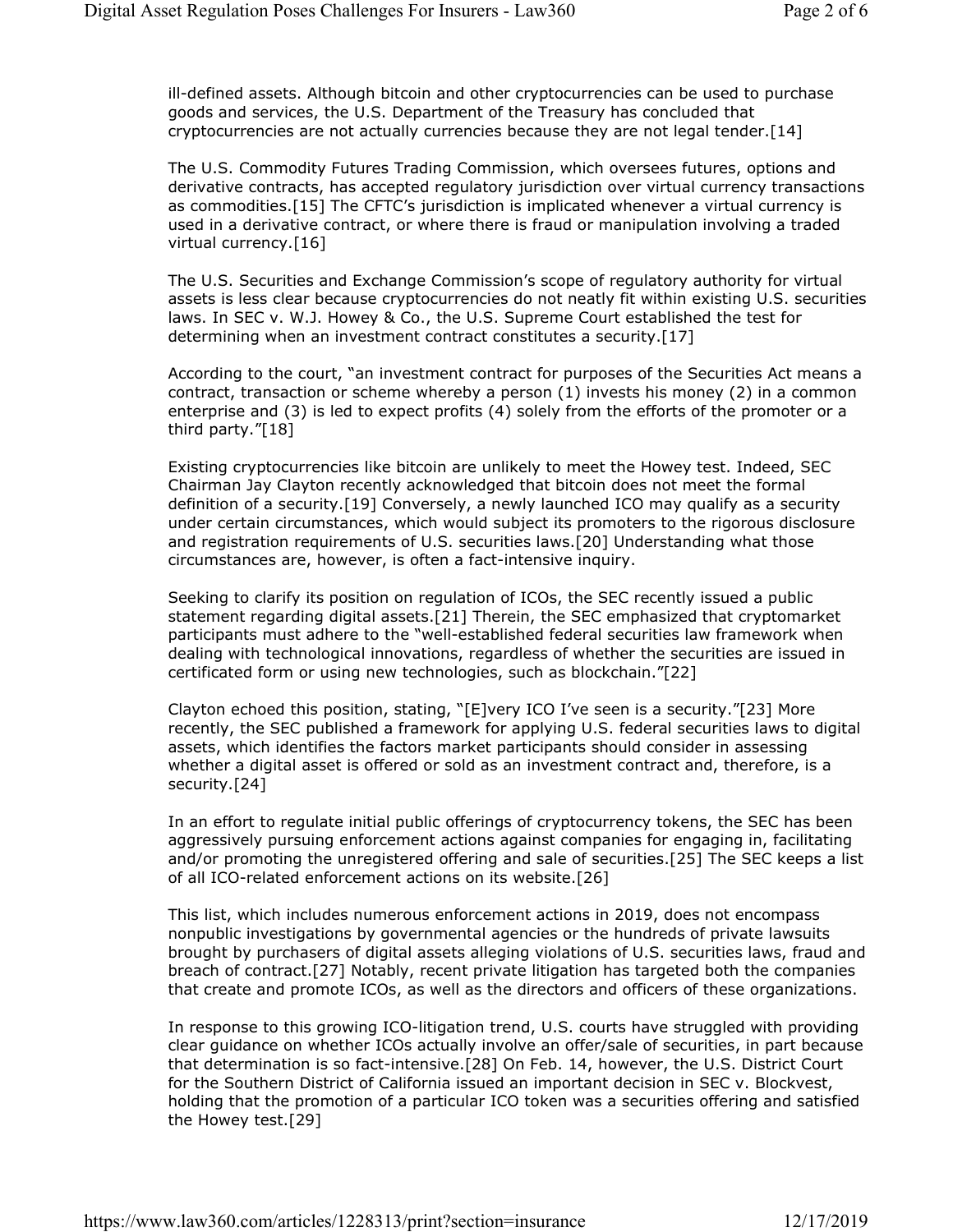ill-defined assets. Although bitcoin and other cryptocurrencies can be used to purchase goods and services, the U.S. Department of the Treasury has concluded that cryptocurrencies are not actually currencies because they are not legal tender.[14]

The U.S. Commodity Futures Trading Commission, which oversees futures, options and derivative contracts, has accepted regulatory jurisdiction over virtual currency transactions as commodities.[15] The CFTC's jurisdiction is implicated whenever a virtual currency is used in a derivative contract, or where there is fraud or manipulation involving a traded virtual currency.[16]

The U.S. Securities and Exchange Commission's scope of regulatory authority for virtual assets is less clear because cryptocurrencies do not neatly fit within existing U.S. securities laws. In SEC v. W.J. Howey & Co., the U.S. Supreme Court established the test for determining when an investment contract constitutes a security.[17]

According to the court, "an investment contract for purposes of the Securities Act means a contract, transaction or scheme whereby a person (1) invests his money (2) in a common enterprise and (3) is led to expect profits (4) solely from the efforts of the promoter or a third party."[18]

Existing cryptocurrencies like bitcoin are unlikely to meet the Howey test. Indeed, SEC Chairman Jay Clayton recently acknowledged that bitcoin does not meet the formal definition of a security.[19] Conversely, a newly launched ICO may qualify as a security under certain circumstances, which would subject its promoters to the rigorous disclosure and registration requirements of U.S. securities laws.[20] Understanding what those circumstances are, however, is often a fact-intensive inquiry.

Seeking to clarify its position on regulation of ICOs, the SEC recently issued a public statement regarding digital assets.[21] Therein, the SEC emphasized that cryptomarket participants must adhere to the "well-established federal securities law framework when dealing with technological innovations, regardless of whether the securities are issued in certificated form or using new technologies, such as blockchain."[22]

Clayton echoed this position, stating, "[E]very ICO I've seen is a security."[23] More recently, the SEC published a framework for applying U.S. federal securities laws to digital assets, which identifies the factors market participants should consider in assessing whether a digital asset is offered or sold as an investment contract and, therefore, is a security.[24]

In an effort to regulate initial public offerings of cryptocurrency tokens, the SEC has been aggressively pursuing enforcement actions against companies for engaging in, facilitating and/or promoting the unregistered offering and sale of securities.[25] The SEC keeps a list of all ICO-related enforcement actions on its website.[26]

This list, which includes numerous enforcement actions in 2019, does not encompass nonpublic investigations by governmental agencies or the hundreds of private lawsuits brought by purchasers of digital assets alleging violations of U.S. securities laws, fraud and breach of contract.[27] Notably, recent private litigation has targeted both the companies that create and promote ICOs, as well as the directors and officers of these organizations.

In response to this growing ICO-litigation trend, U.S. courts have struggled with providing clear guidance on whether ICOs actually involve an offer/sale of securities, in part because that determination is so fact-intensive.[28] On Feb. 14, however, the U.S. District Court for the Southern District of California issued an important decision in SEC v. Blockvest, holding that the promotion of a particular ICO token was a securities offering and satisfied the Howey test.[29]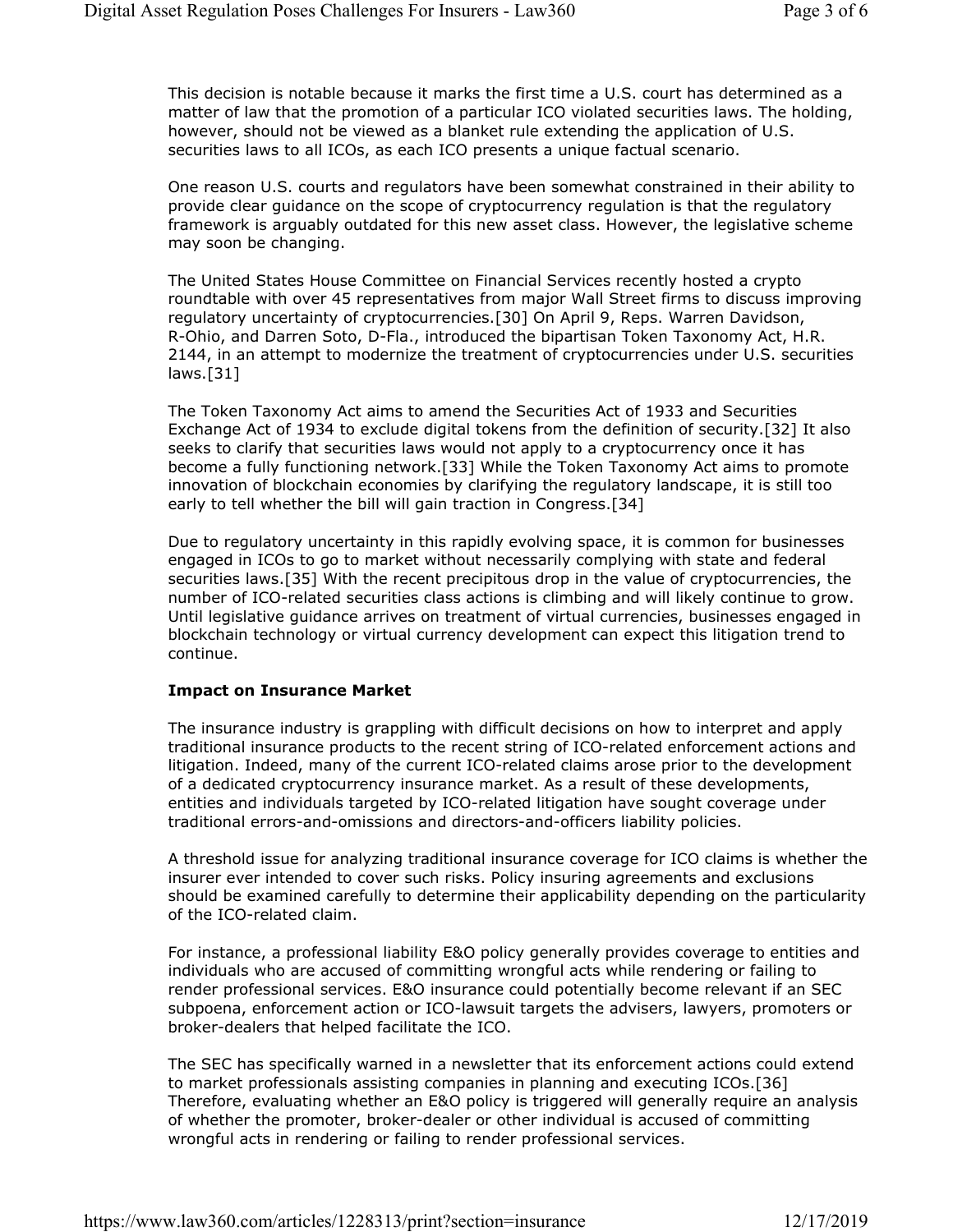This decision is notable because it marks the first time a U.S. court has determined as a matter of law that the promotion of a particular ICO violated securities laws. The holding, however, should not be viewed as a blanket rule extending the application of U.S. securities laws to all ICOs, as each ICO presents a unique factual scenario.

One reason U.S. courts and regulators have been somewhat constrained in their ability to provide clear guidance on the scope of cryptocurrency regulation is that the regulatory framework is arguably outdated for this new asset class. However, the legislative scheme may soon be changing.

The United States House Committee on Financial Services recently hosted a crypto roundtable with over 45 representatives from major Wall Street firms to discuss improving regulatory uncertainty of cryptocurrencies.[30] On April 9, Reps. Warren Davidson, R-Ohio, and Darren Soto, D-Fla., introduced the bipartisan Token Taxonomy Act, H.R. 2144, in an attempt to modernize the treatment of cryptocurrencies under U.S. securities laws.[31]

The Token Taxonomy Act aims to amend the Securities Act of 1933 and Securities Exchange Act of 1934 to exclude digital tokens from the definition of security.[32] It also seeks to clarify that securities laws would not apply to a cryptocurrency once it has become a fully functioning network.[33] While the Token Taxonomy Act aims to promote innovation of blockchain economies by clarifying the regulatory landscape, it is still too early to tell whether the bill will gain traction in Congress.[34]

Due to regulatory uncertainty in this rapidly evolving space, it is common for businesses engaged in ICOs to go to market without necessarily complying with state and federal securities laws.[35] With the recent precipitous drop in the value of cryptocurrencies, the number of ICO-related securities class actions is climbing and will likely continue to grow. Until legislative guidance arrives on treatment of virtual currencies, businesses engaged in blockchain technology or virtual currency development can expect this litigation trend to continue.

**Impact on Insurance Market**

The insurance industry is grappling with difficult decisions on how to interpret and apply traditional insurance products to the recent string of ICO-related enforcement actions and litigation. Indeed, many of the current ICO-related claims arose prior to the development of a dedicated cryptocurrency insurance market. As a result of these developments, entities and individuals targeted by ICO-related litigation have sought coverage under traditional errors-and-omissions and directors-and-officers liability policies.

A threshold issue for analyzing traditional insurance coverage for ICO claims is whether the insurer ever intended to cover such risks. Policy insuring agreements and exclusions should be examined carefully to determine their applicability depending on the particularity of the ICO-related claim.

For instance, a professional liability E&O policy generally provides coverage to entities and individuals who are accused of committing wrongful acts while rendering or failing to render professional services. E&O insurance could potentially become relevant if an SEC subpoena, enforcement action or ICO-lawsuit targets the advisers, lawyers, promoters or broker-dealers that helped facilitate the ICO.

The SEC has specifically warned in a newsletter that its enforcement actions could extend to market professionals assisting companies in planning and executing ICOs.[36] Therefore, evaluating whether an E&O policy is triggered will generally require an analysis of whether the promoter, broker-dealer or other individual is accused of committing wrongful acts in rendering or failing to render professional services.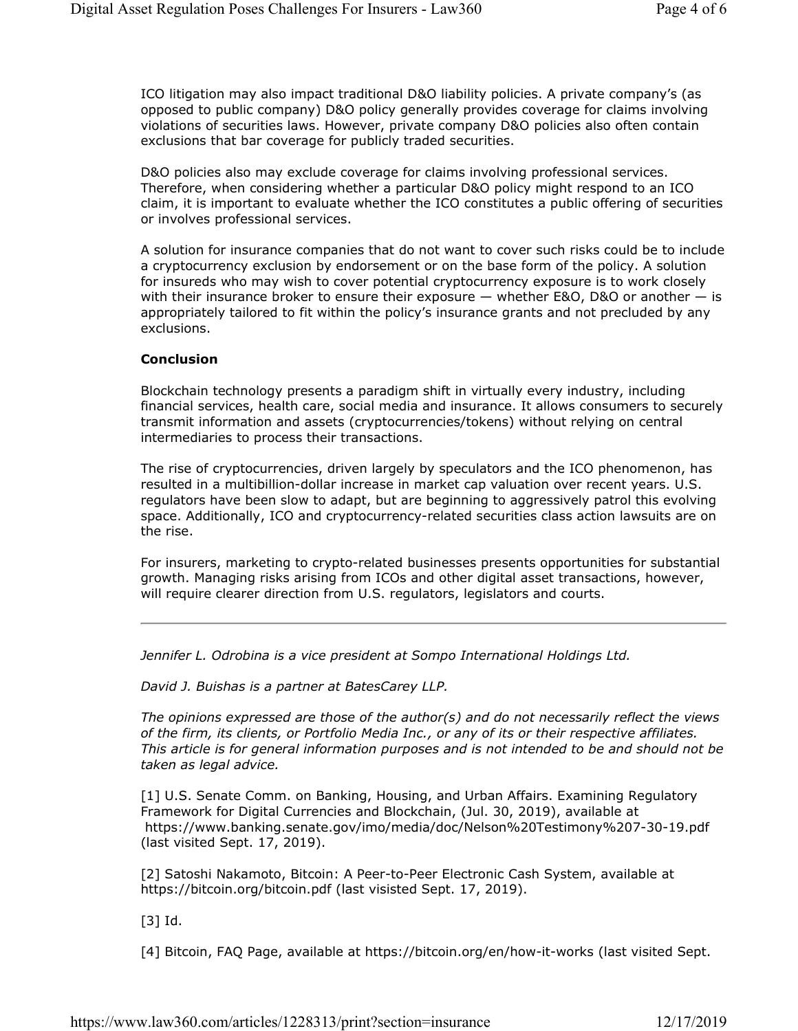ICO litigation may also impact traditional D&O liability policies. A private company's (as opposed to public company) D&O policy generally provides coverage for claims involving violations of securities laws. However, private company D&O policies also often contain exclusions that bar coverage for publicly traded securities.

D&O policies also may exclude coverage for claims involving professional services. Therefore, when considering whether a particular D&O policy might respond to an ICO claim, it is important to evaluate whether the ICO constitutes a public offering of securities or involves professional services.

A solution for insurance companies that do not want to cover such risks could be to include a cryptocurrency exclusion by endorsement or on the base form of the policy. A solution for insureds who may wish to cover potential cryptocurrency exposure is to work closely with their insurance broker to ensure their exposure — whether E&O, D&O or another — is appropriately tailored to fit within the policy's insurance grants and not precluded by any exclusions.

**Conclusion**

Blockchain technology presents a paradigm shift in virtually every industry, including financial services, health care, social media and insurance. It allows consumers to securely transmit information and assets (cryptocurrencies/tokens) without relying on central intermediaries to process their transactions.

The rise of cryptocurrencies, driven largely by speculators and the ICO phenomenon, has resulted in a multibillion-dollar increase in market cap valuation over recent years. U.S. regulators have been slow to adapt, but are beginning to aggressively patrol this evolving space. Additionally, ICO and cryptocurrency-related securities class action lawsuits are on the rise.

For insurers, marketing to crypto-related businesses presents opportunities for substantial growth. Managing risks arising from ICOs and other digital asset transactions, however, will require clearer direction from U.S. regulators, legislators and courts.

---

*Jennifer L. Odrobina is a vice president at Sompo International Holdings Ltd.*

*David J. Buishas is a partner at BatesCarey LLP.*

*The opinions expressed are those of the author(s) and do not necessarily reflect the views of the firm, its clients, or Portfolio Media Inc., or any of its or their respective affiliates. This article is for general information purposes and is not intended to be and should not be taken as legal advice.*

[1] U.S. Senate Comm. on Banking, Housing, and Urban Affairs. Examining Regulatory Framework for Digital Currencies and Blockchain, (Jul. 30, 2019), available at https://www.banking.senate.gov/imo/media/doc/Nelson%20Testimony%207-30-19.pdf (last visited Sept. 17, 2019).

[2] Satoshi Nakamoto, Bitcoin: A Peer-to-Peer Electronic Cash System, available at https://bitcoin.org/bitcoin.pdf (last visisted Sept. 17, 2019).

[3] Id.

[4] Bitcoin, FAQ Page, available at https://bitcoin.org/en/how-it-works (last visited Sept.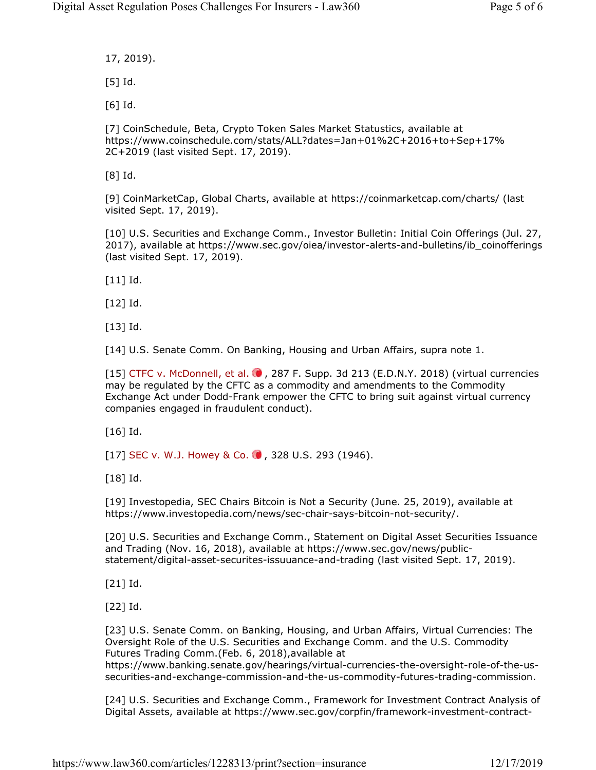17, 2019).

[5] Id.

[6] Id.

[7] CoinSchedule, Beta, Crypto Token Sales Market Statustics, available at https://www.coinschedule.com/stats/ALL?dates=Jan+01%2C+2016+to+Sep+17%2C+2019 (last visited Sept. 17, 2019).

[8] Id.

[9] CoinMarketCap, Global Charts, available at https://coinmarketcap.com/charts/ (last visited Sept. 17, 2019).

[10] U.S. Securities and Exchange Comm., Investor Bulletin: Initial Coin Offerings (Jul. 27, 2017), available at https://www.sec.gov/oiea/investor-alerts-and-bulletins/ib_coinofferings (last visited Sept. 17, 2019).

[11] Id.

[12] Id.

[13] Id.

[14] U.S. Senate Comm. On Banking, Housing and Urban Affairs, supra note 1.

[15] CTFC v. McDonnell, et al., 287 F. Supp. 3d 213 (E.D.N.Y. 2018) (virtual currencies may be regulated by the CFTC as a commodity and amendments to the Commodity Exchange Act under Dodd-Frank empower the CFTC to bring suit against virtual currency companies engaged in fraudulent conduct).

[16] Id.

[17] SEC v. W.J. Howey & Co., 328 U.S. 293 (1946).

[18] Id.

[19] Investopedia, SEC Chairs Bitcoin is Not a Security (June. 25, 2019), available at https://www.investopedia.com/news/sec-chair-says-bitcoin-not-security/.

[20] U.S. Securities and Exchange Comm., Statement on Digital Asset Securities Issuance and Trading (Nov. 16, 2018), available at https://www.sec.gov/news/public-statement/digital-asset-securites-issuuance-and-trading (last visited Sept. 17, 2019).

[21] Id.

[22] Id.

[23] U.S. Senate Comm. on Banking, Housing, and Urban Affairs, Virtual Currencies: The Oversight Role of the U.S. Securities and Exchange Comm. and the U.S. Commodity Futures Trading Comm.(Feb. 6, 2018),available at https://www.banking.senate.gov/hearings/virtual-currencies-the-oversight-role-of-the-us-securities-and-exchange-commission-and-the-us-commodity-futures-trading-commission.

[24] U.S. Securities and Exchange Comm., Framework for Investment Contract Analysis of Digital Assets, available at https://www.sec.gov/corpfin/framework-investment-contract-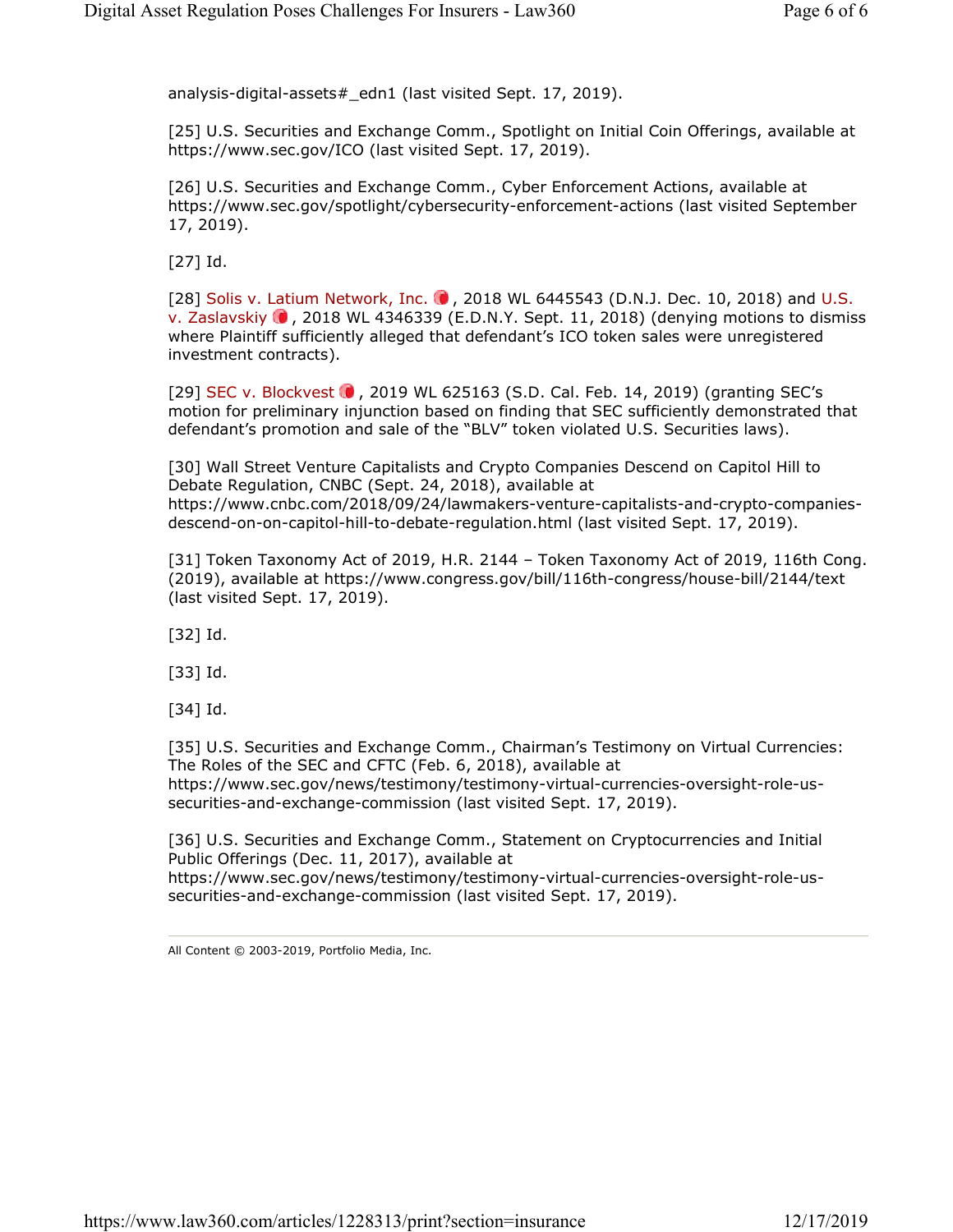analysis-digital-assets#_edn1 (last visited Sept. 17, 2019).

[25] U.S. Securities and Exchange Comm., Spotlight on Initial Coin Offerings, available at https://www.sec.gov/ICO (last visited Sept. 17, 2019).

[26] U.S. Securities and Exchange Comm., Cyber Enforcement Actions, available at https://www.sec.gov/spotlight/cybersecurity-enforcement-actions (last visited September 17, 2019).

[27] Id.

[28] Solis v. Latium Network, Inc., 2018 WL 6445543 (D.N.J. Dec. 10, 2018) and U.S. v. Zaslavskiy, 2018 WL 4346339 (E.D.N.Y. Sept. 11, 2018) (denying motions to dismiss where Plaintiff sufficiently alleged that defendant's ICO token sales were unregistered investment contracts).

[29] SEC v. Blockvest, 2019 WL 625163 (S.D. Cal. Feb. 14, 2019) (granting SEC's motion for preliminary injunction based on finding that SEC sufficiently demonstrated that defendant's promotion and sale of the "BLV" token violated U.S. Securities laws).

[30] Wall Street Venture Capitalists and Crypto Companies Descend on Capitol Hill to Debate Regulation, CNBC (Sept. 24, 2018), available at https://www.cnbc.com/2018/09/24/lawmakers-venture-capitalists-and-crypto-companies-descend-on-on-capitol-hill-to-debate-regulation.html (last visited Sept. 17, 2019).

[31] Token Taxonomy Act of 2019, H.R. 2144 – Token Taxonomy Act of 2019, 116th Cong. (2019), available at https://www.congress.gov/bill/116th-congress/house-bill/2144/text (last visited Sept. 17, 2019).

[32] Id.

[33] Id.

[34] Id.

[35] U.S. Securities and Exchange Comm., Chairman's Testimony on Virtual Currencies: The Roles of the SEC and CFTC (Feb. 6, 2018), available at https://www.sec.gov/news/testimony/testimony-virtual-currencies-oversight-role-us-securities-and-exchange-commission (last visited Sept. 17, 2019).

[36] U.S. Securities and Exchange Comm., Statement on Cryptocurrencies and Initial Public Offerings (Dec. 11, 2017), available at https://www.sec.gov/news/testimony/testimony-virtual-currencies-oversight-role-us-securities-and-exchange-commission (last visited Sept. 17, 2019).

All Content © 2003-2019, Portfolio Media, Inc.